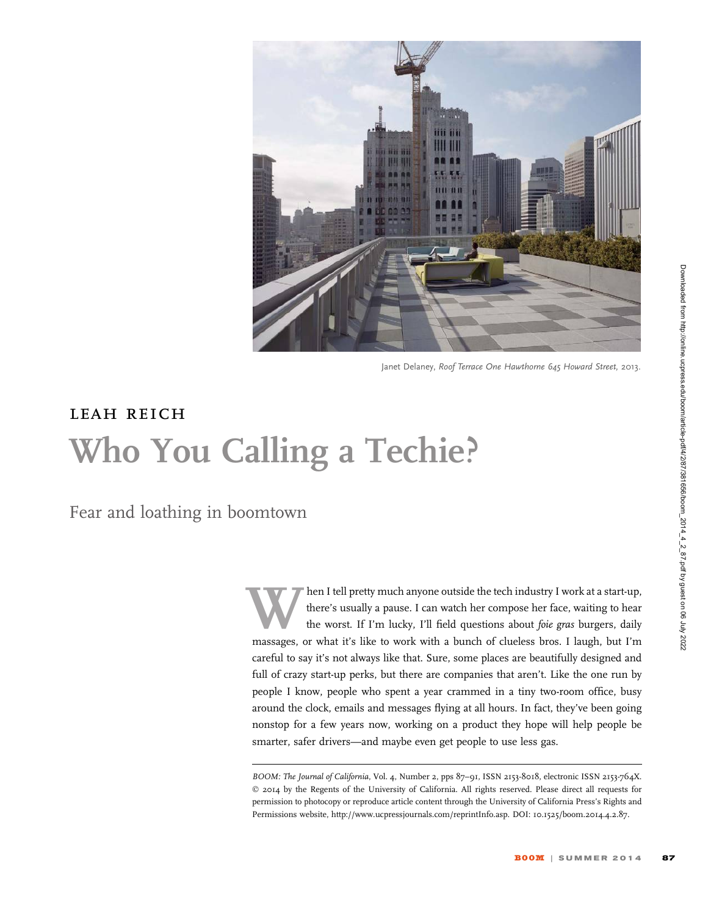Janet Delaney, *Roof Terrace One Hawthorne 645 Howard Street*, 2013.

LEAH REICH

# Who You Calling a Techie?

## Fear and loathing in boomtown

When I tell pretty much anyone outside the tech industry I work at a start-up, there's usually a pause. I can watch her compose her face, waiting to hear the worst. If I'm lucky, I'll field questions about *foie gras* burgers, daily massages, or what it's like to work with a bunch of clueless bros. I laugh, but I'm careful to say it's not always like that. Sure, some places are beautifully designed and full of crazy start-up perks, but there are companies that aren't. Like the one run by people I know, people who spent a year crammed in a tiny two-room office, busy around the clock, emails and messages flying at all hours. In fact, they've been going nonstop for a few years now, working on a product they hope will help people be smarter, safer drivers—and maybe even get people to use less gas.

---

*BOOM: The Journal of California*, Vol. 4, Number 2, pps 87–91, ISSN 2153-8018, electronic ISSN 2153-764X. © 2014 by the Regents of the University of California. All rights reserved. Please direct all requests for permission to photocopy or reproduce article content through the University of California Press's Rights and Permissions website, http://www.ucpressjournals.com/reprintInfo.asp. DOI: 10.1525/boom.2014.4.2.87.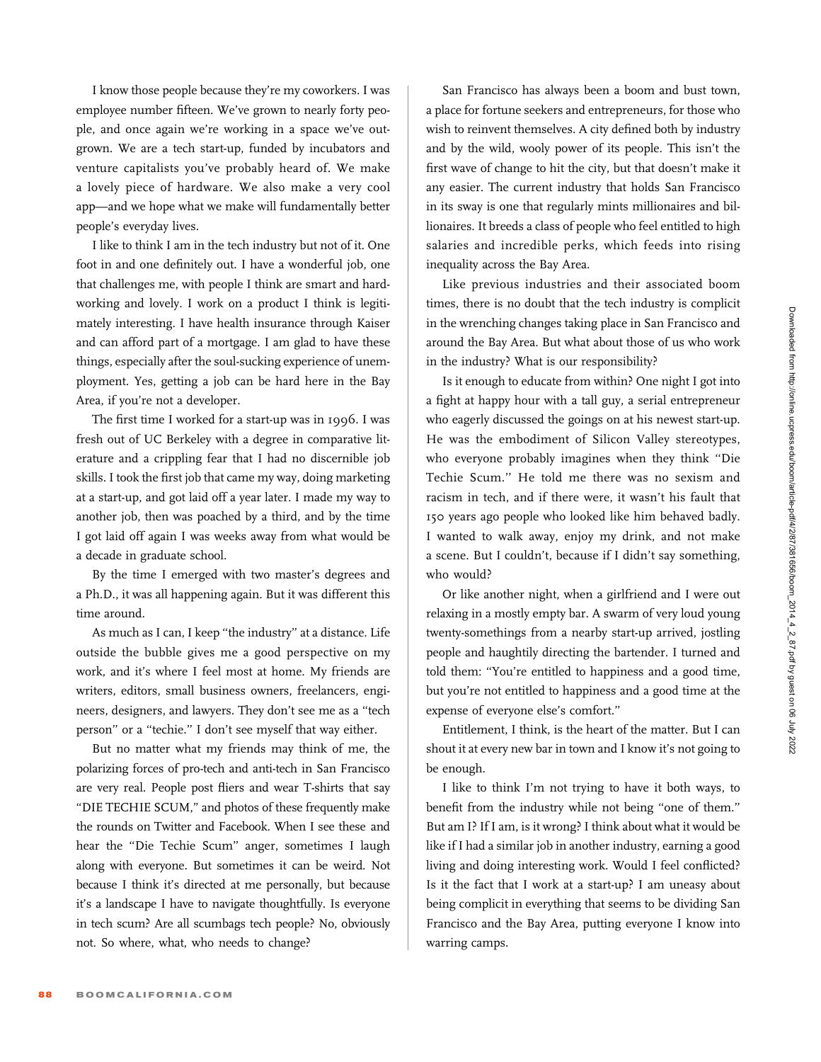I know those people because they're my coworkers. I was employee number fifteen. We've grown to nearly forty people, and once again we're working in a space we've outgrown. We are a tech start-up, funded by incubators and venture capitalists you've probably heard of. We make a lovely piece of hardware. We also make a very cool app—and we hope what we make will fundamentally better people's everyday lives.

I like to think I am in the tech industry but not of it. One foot in and one definitely out. I have a wonderful job, one that challenges me, with people I think are smart and hardworking and lovely. I work on a product I think is legitimately interesting. I have health insurance through Kaiser and can afford part of a mortgage. I am glad to have these things, especially after the soul-sucking experience of unemployment. Yes, getting a job can be hard here in the Bay Area, if you're not a developer.

The first time I worked for a start-up was in 1996. I was fresh out of UC Berkeley with a degree in comparative literature and a crippling fear that I had no discernible job skills. I took the first job that came my way, doing marketing at a start-up, and got laid off a year later. I made my way to another job, then was poached by a third, and by the time I got laid off again I was weeks away from what would be a decade in graduate school.

By the time I emerged with two master's degrees and a Ph.D., it was all happening again. But it was different this time around.

As much as I can, I keep "the industry" at a distance. Life outside the bubble gives me a good perspective on my work, and it's where I feel most at home. My friends are writers, editors, small business owners, freelancers, engineers, designers, and lawyers. They don't see me as a "tech person" or a "techie." I don't see myself that way either.

But no matter what my friends may think of me, the polarizing forces of pro-tech and anti-tech in San Francisco are very real. People post fliers and wear T-shirts that say "DIE TECHIE SCUM," and photos of these frequently make the rounds on Twitter and Facebook. When I see these and hear the "Die Techie Scum" anger, sometimes I laugh along with everyone. But sometimes it can be weird. Not because I think it's directed at me personally, but because it's a landscape I have to navigate thoughtfully. Is everyone in tech scum? Are all scumbags tech people? No, obviously not. So where, what, who needs to change?

San Francisco has always been a boom and bust town, a place for fortune seekers and entrepreneurs, for those who wish to reinvent themselves. A city defined both by industry and by the wild, wooly power of its people. This isn't the first wave of change to hit the city, but that doesn't make it any easier. The current industry that holds San Francisco in its sway is one that regularly mints millionaires and billionaires. It breeds a class of people who feel entitled to high salaries and incredible perks, which feeds into rising inequality across the Bay Area.

Like previous industries and their associated boom times, there is no doubt that the tech industry is complicit in the wrenching changes taking place in San Francisco and around the Bay Area. But what about those of us who work in the industry? What is our responsibility?

Is it enough to educate from within? One night I got into a fight at happy hour with a tall guy, a serial entrepreneur who eagerly discussed the goings on at his newest start-up. He was the embodiment of Silicon Valley stereotypes, who everyone probably imagines when they think "Die Techie Scum." He told me there was no sexism and racism in tech, and if there were, it wasn't his fault that 150 years ago people who looked like him behaved badly. I wanted to walk away, enjoy my drink, and not make a scene. But I couldn't, because if I didn't say something, who would?

Or like another night, when a girlfriend and I were out relaxing in a mostly empty bar. A swarm of very loud young twenty-somethings from a nearby start-up arrived, jostling people and haughtily directing the bartender. I turned and told them: "You're entitled to happiness and a good time, but you're not entitled to happiness and a good time at the expense of everyone else's comfort."

Entitlement, I think, is the heart of the matter. But I can shout it at every new bar in town and I know it's not going to be enough.

I like to think I'm not trying to have it both ways, to benefit from the industry while not being "one of them." But am I? If I am, is it wrong? I think about what it would be like if I had a similar job in another industry, earning a good living and doing interesting work. Would I feel conflicted? Is it the fact that I work at a start-up? I am uneasy about being complicit in everything that seems to be dividing San Francisco and the Bay Area, putting everyone I know into warring camps.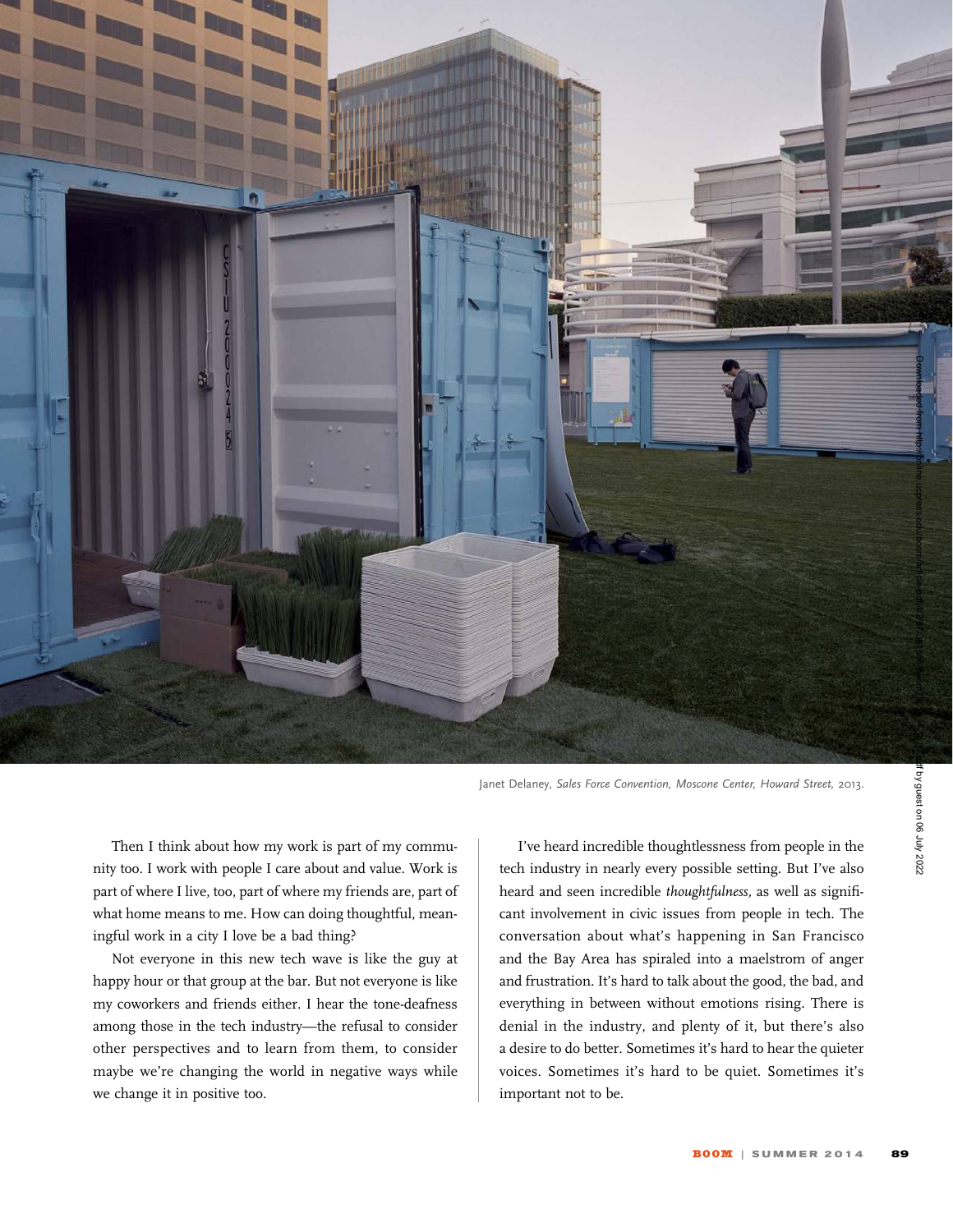Janet Delaney, *Sales Force Convention, Moscone Center, Howard Street,* 2013.

Then I think about how my work is part of my community too. I work with people I care about and value. Work is part of where I live, too, part of where my friends are, part of what home means to me. How can doing thoughtful, meaningful work in a city I love be a bad thing?

Not everyone in this new tech wave is like the guy at happy hour or that group at the bar. But not everyone is like my coworkers and friends either. I hear the tone-deafness among those in the tech industry—the refusal to consider other perspectives and to learn from them, to consider maybe we're changing the world in negative ways while we change it in positive too.

I've heard incredible thoughtlessness from people in the tech industry in nearly every possible setting. But I've also heard and seen incredible *thoughtfulness,* as well as significant involvement in civic issues from people in tech. The conversation about what's happening in San Francisco and the Bay Area has spiraled into a maelstrom of anger and frustration. It's hard to talk about the good, the bad, and everything in between without emotions rising. There is denial in the industry, and plenty of it, but there's also a desire to do better. Sometimes it's hard to hear the quieter voices. Sometimes it's hard to be quiet. Sometimes it's important not to be.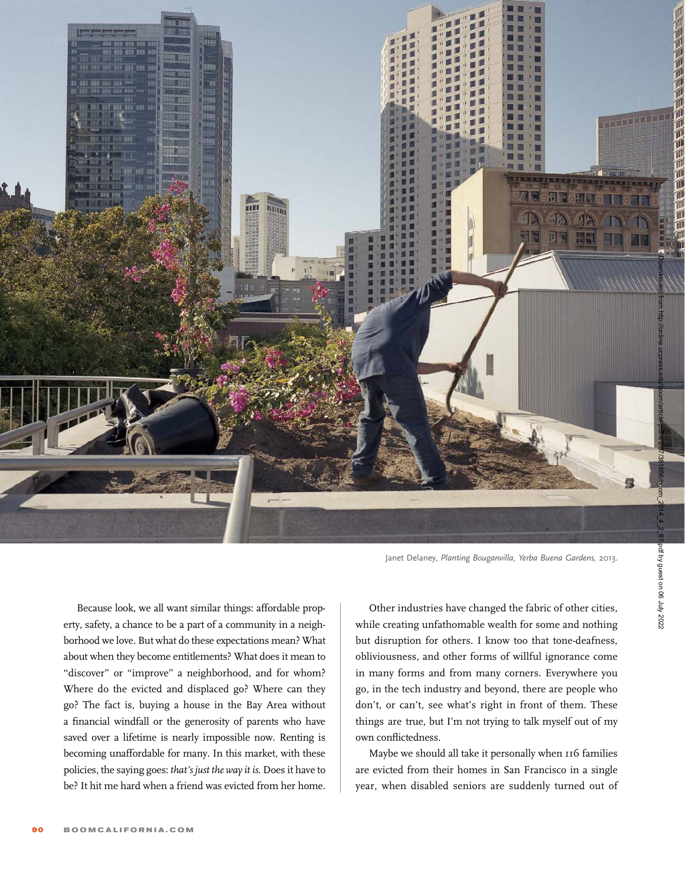Janet Delaney, *Planting Bouganvilla, Yerba Buena Gardens*, 2013.

Because look, we all want similar things: affordable property, safety, a chance to be a part of a community in a neighborhood we love. But what do these expectations mean? What about when they become entitlements? What does it mean to "discover" or "improve" a neighborhood, and for whom? Where do the evicted and displaced go? Where can they go? The fact is, buying a house in the Bay Area without a financial windfall or the generosity of parents who have saved over a lifetime is nearly impossible now. Renting is becoming unaffordable for many. In this market, with these policies, the saying goes: *that's just the way it is*. Does it have to be? It hit me hard when a friend was evicted from her home.

Other industries have changed the fabric of other cities, while creating unfathomable wealth for some and nothing but disruption for others. I know too that tone-deafness, obliviousness, and other forms of willful ignorance come in many forms and from many corners. Everywhere you go, in the tech industry and beyond, there are people who don't, or can't, see what's right in front of them. These things are true, but I'm not trying to talk myself out of my own conflictedness.

Maybe we should all take it personally when 116 families are evicted from their homes in San Francisco in a single year, when disabled seniors are suddenly turned out of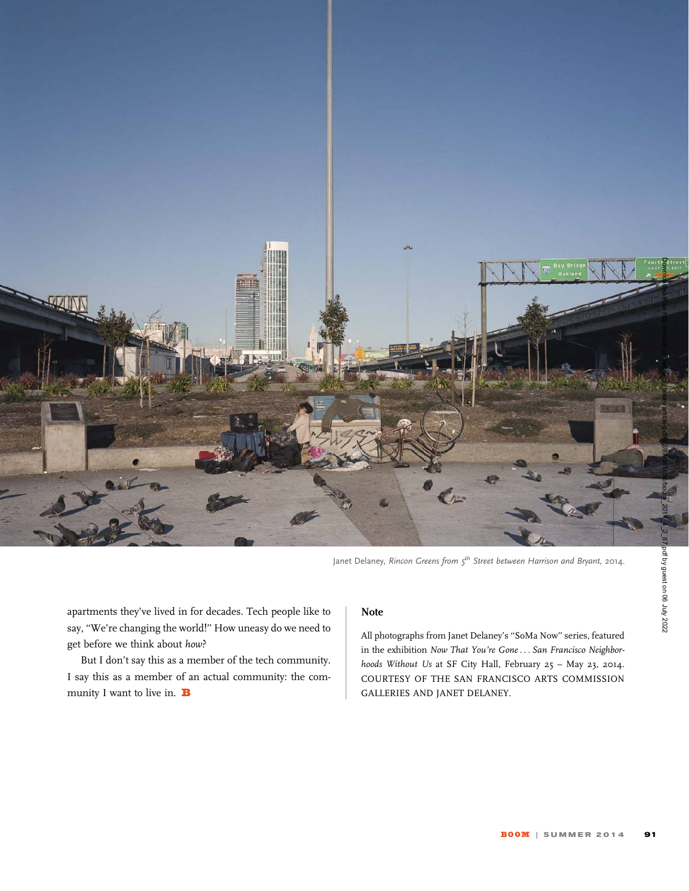Janet Delaney, *Rincon Greens from 5th Street between Harrison and Bryant*, 2014.

apartments they've lived in for decades. Tech people like to say, "We're changing the world!" How uneasy do we need to get before we think about *how*?

But I don't say this as a member of the tech community. I say this as a member of an actual community: the community I want to live in. **B**

## Note

All photographs from Janet Delaney's "SoMa Now" series, featured in the exhibition *Now That You're Gone . . . San Francisco Neighborhoods Without Us* at SF City Hall, February 25 – May 23, 2014. COURTESY OF THE SAN FRANCISCO ARTS COMMISSION GALLERIES AND JANET DELANEY.